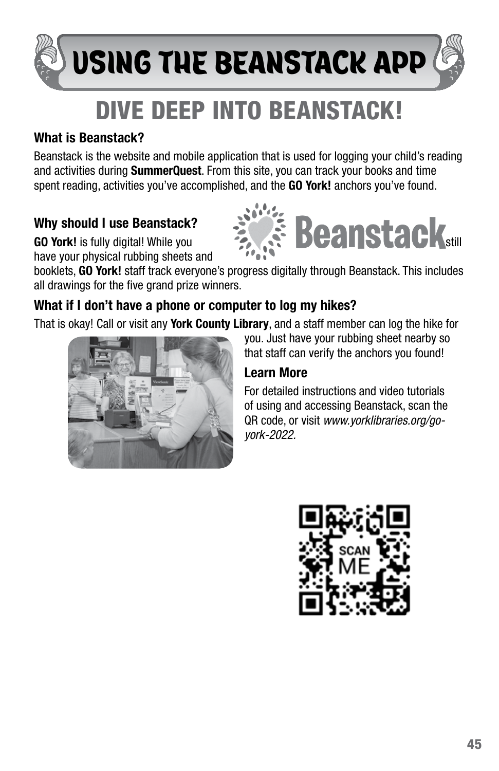# USING THE BEANSTACK APP

## DIVE DEEP INTO BEANSTACK!

### What is Beanstack?

Beanstack is the website and mobile application that is used for logging your child's reading and activities during **SummerQuest**. From this site, you can track your books and time spent reading, activities you've accomplished, and the **GO York!** anchors you've found.

### Why should I use Beanstack?

**GO York!** is fully digital! While you still have your physical rubbing sheets and booklets, **GO York!** staff track everyone's progress digitally through Beanstack. This includes all drawings for the five grand prize winners.

### What if I don't have a phone or computer to log my hikes?

That is okay! Call or visit any **York County Library**, and a staff member can log the hike for you. Just have your rubbing sheet nearby so that staff can verify the anchors you found!

### Learn More

For detailed instructions and video tutorials of using and accessing Beanstack, scan the QR code, or visit *www.yorklibraries.org/go-york-2022.*

SCAN ME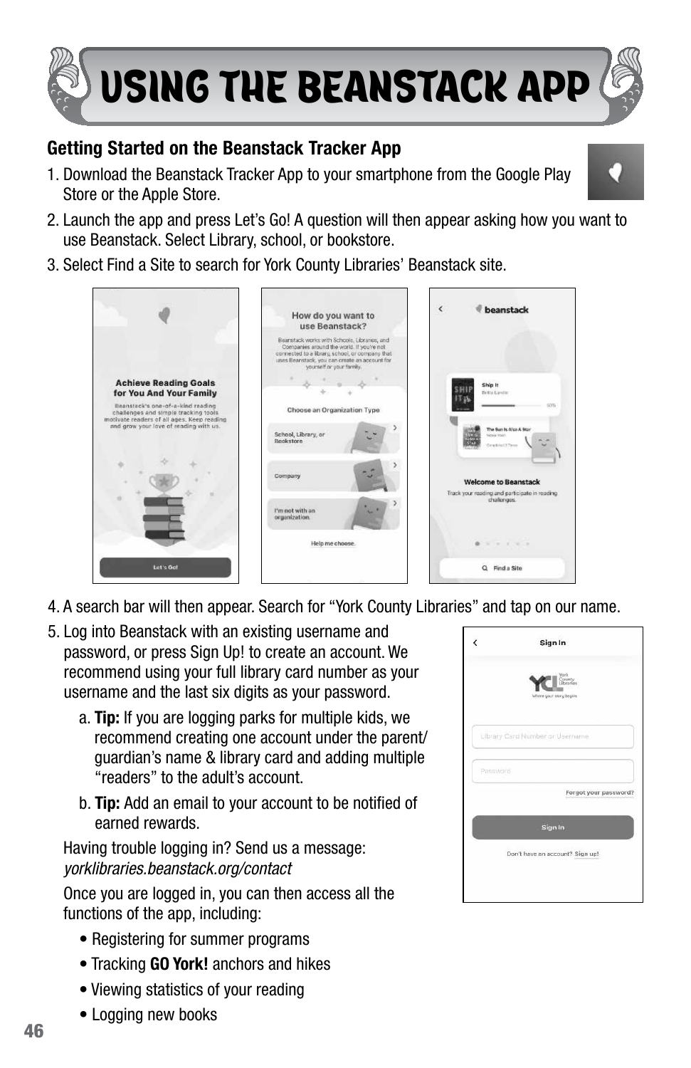# USING THE BEANSTACK APP

### Getting Started on the Beanstack Tracker App

1. Download the Beanstack Tracker App to your smartphone from the Google Play Store or the Apple Store.
2. Launch the app and press Let's Go! A question will then appear asking how you want to use Beanstack. Select Library, school, or bookstore.
3. Select Find a Site to search for York County Libraries' Beanstack site.
4. A search bar will then appear. Search for "York County Libraries" and tap on our name.
5. Log into Beanstack with an existing username and password, or press Sign Up! to create an account. We recommend using your full library card number as your username and the last six digits as your password.
   a. **Tip:** If you are logging parks for multiple kids, we recommend creating one account under the parent/guardian's name & library card and adding multiple "readers" to the adult's account.
   b. **Tip:** Add an email to your account to be notified of earned rewards.

   Having trouble logging in? Send us a message: *yorklibraries.beanstack.org/contact*

   Once you are logged in, you can then access all the functions of the app, including:

   - Registering for summer programs
   - Tracking **GO York!** anchors and hikes
   - Viewing statistics of your reading
   - Logging new books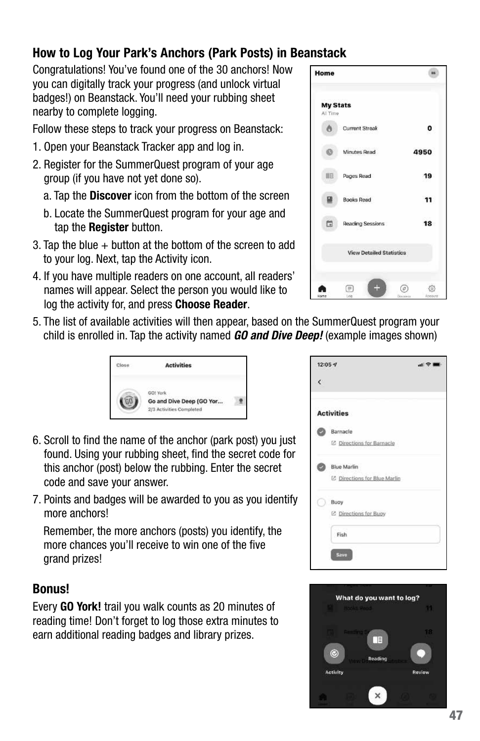## How to Log Your Park's Anchors (Park Posts) in Beanstack

Congratulations! You've found one of the 30 anchors! Now you can digitally track your progress (and unlock virtual badges!) on Beanstack. You'll need your rubbing sheet nearby to complete logging.

Follow these steps to track your progress on Beanstack:

1. Open your Beanstack Tracker app and log in.
2. Register for the SummerQuest program of your age group (if you have not yet done so).
   a. Tap the **Discover** icon from the bottom of the screen
   b. Locate the SummerQuest program for your age and tap the **Register** button.
3. Tap the blue + button at the bottom of the screen to add to your log. Next, tap the Activity icon.
4. If you have multiple readers on one account, all readers' names will appear. Select the person you would like to log the activity for, and press **Choose Reader**.
5. The list of available activities will then appear, based on the SummerQuest program your child is enrolled in. Tap the activity named ***GO and Dive Deep!*** (example images shown)
6. Scroll to find the name of the anchor (park post) you just found. Using your rubbing sheet, find the secret code for this anchor (post) below the rubbing. Enter the secret code and save your answer.
7. Points and badges will be awarded to you as you identify more anchors!

   Remember, the more anchors (posts) you identify, the more chances you'll receive to win one of the five grand prizes!

### Bonus!

Every **GO York!** trail you walk counts as 20 minutes of reading time! Don't forget to log those extra minutes to earn additional reading badges and library prizes.